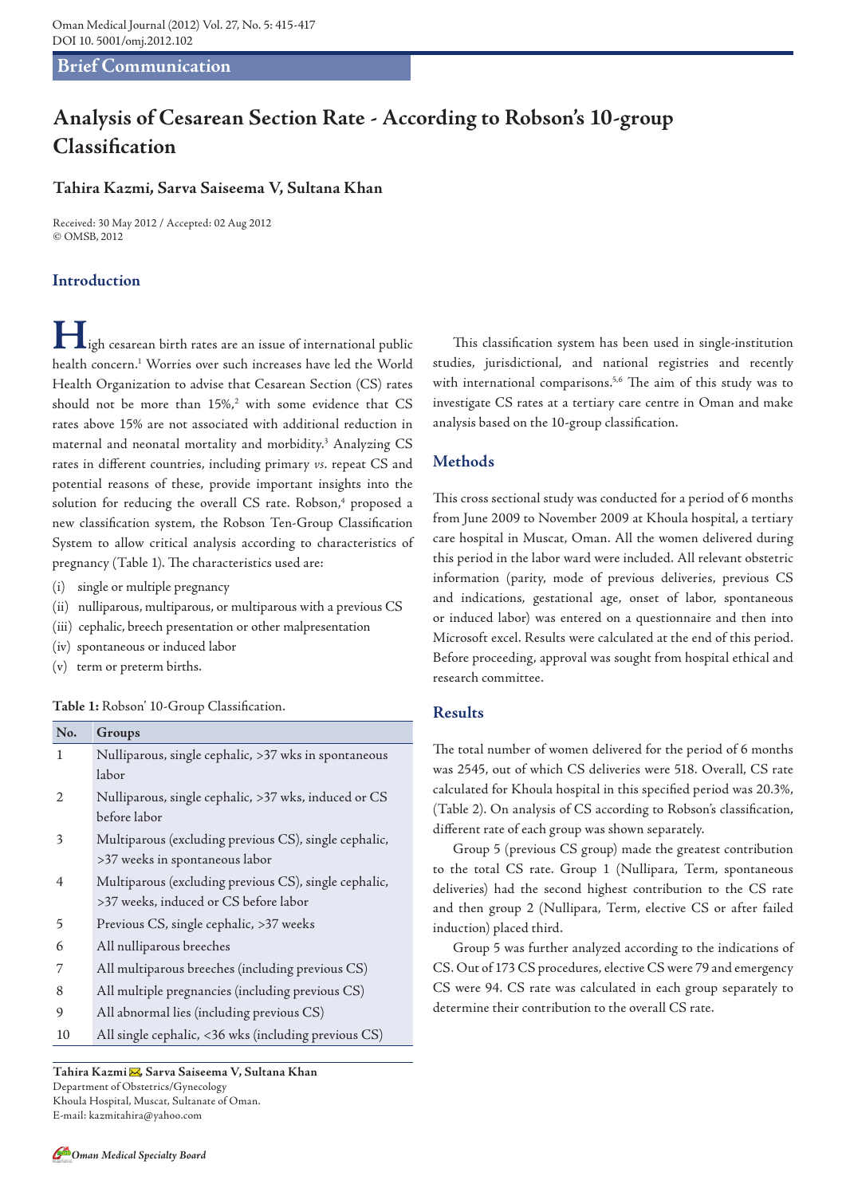**Brief Communication**

# Analysis of Cesarean Section Rate - According to Robson's 10-group Classification

**Tahira Kazmi, Sarva Saiseema V, Sultana Khan**

Received: 30 May 2012 / Accepted: 02 Aug 2012
© OMSB, 2012

## Introduction

High cesarean birth rates are an issue of international public health concern.[1] Worries over such increases have led the World Health Organization to advise that Cesarean Section (CS) rates should not be more than 15%,[2] with some evidence that CS rates above 15% are not associated with additional reduction in maternal and neonatal mortality and morbidity.[3] Analyzing CS rates in different countries, including primary *vs.* repeat CS and potential reasons of these, provide important insights into the solution for reducing the overall CS rate. Robson,[4] proposed a new classification system, the Robson Ten-Group Classification System to allow critical analysis according to characteristics of pregnancy (Table 1). The characteristics used are:

(i) single or multiple pregnancy
(ii) nulliparous, multiparous, or multiparous with a previous CS
(iii) cephalic, breech presentation or other malpresentation
(iv) spontaneous or induced labor
(v) term or preterm births.

**Table 1:** Robson' 10-Group Classification.

| No. | Groups |
|---|---|
| 1 | Nulliparous, single cephalic, >37 wks in spontaneous labor |
| 2 | Nulliparous, single cephalic, >37 wks, induced or CS before labor |
| 3 | Multiparous (excluding previous CS), single cephalic, >37 weeks in spontaneous labor |
| 4 | Multiparous (excluding previous CS), single cephalic, >37 weeks, induced or CS before labor |
| 5 | Previous CS, single cephalic, >37 weeks |
| 6 | All nulliparous breeches |
| 7 | All multiparous breeches (including previous CS) |
| 8 | All multiple pregnancies (including previous CS) |
| 9 | All abnormal lies (including previous CS) |
| 10 | All single cephalic, <36 wks (including previous CS) |

This classification system has been used in single-institution studies, jurisdictional, and national registries and recently with international comparisons.[5,6] The aim of this study was to investigate CS rates at a tertiary care centre in Oman and make analysis based on the 10-group classification.

## Methods

This cross sectional study was conducted for a period of 6 months from June 2009 to November 2009 at Khoula hospital, a tertiary care hospital in Muscat, Oman. All the women delivered during this period in the labor ward were included. All relevant obstetric information (parity, mode of previous deliveries, previous CS and indications, gestational age, onset of labor, spontaneous or induced labor) was entered on a questionnaire and then into Microsoft excel. Results were calculated at the end of this period. Before proceeding, approval was sought from hospital ethical and research committee.

## Results

The total number of women delivered for the period of 6 months was 2545, out of which CS deliveries were 518. Overall, CS rate calculated for Khoula hospital in this specified period was 20.3%, (Table 2). On analysis of CS according to Robson's classification, different rate of each group was shown separately.

Group 5 (previous CS group) made the greatest contribution to the total CS rate. Group 1 (Nullipara, Term, spontaneous deliveries) had the second highest contribution to the CS rate and then group 2 (Nullipara, Term, elective CS or after failed induction) placed third.

Group 5 was further analyzed according to the indications of CS. Out of 173 CS procedures, elective CS were 79 and emergency CS were 94. CS rate was calculated in each group separately to determine their contribution to the overall CS rate.

---

**Tahira Kazmi, Sarva Saiseema V, Sultana Khan**
Department of Obstetrics/Gynecology
Khoula Hospital, Muscat, Sultanate of Oman.
E-mail: kazmitahira@yahoo.com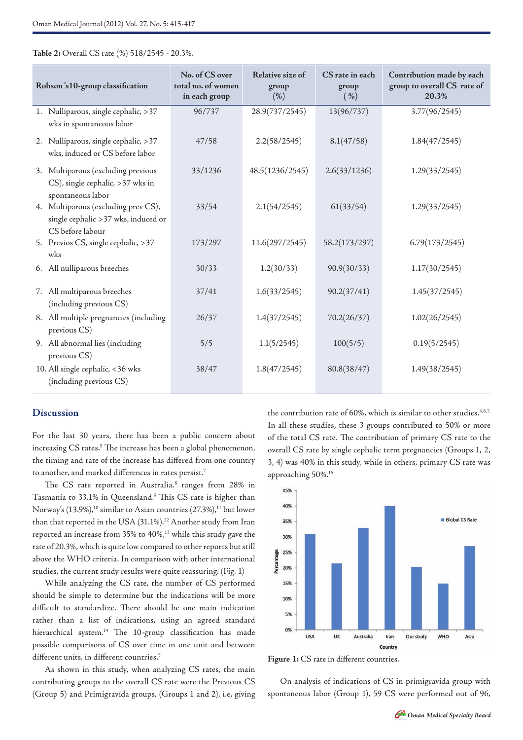**Table 2:** Overall CS rate (%) 518/2545 - 20.3%.

| Robson 's10-group classification | No. of CS over total no. of women in each group | Relative size of group (%) | CS rate in each group ( %) | Contribution made by each group to overall CS rate of 20.3% |
|---|---|---|---|---|
| 1. Nulliparous, single cephalic, >37 wks in spontaneous labor | 96/737 | 28.9(737/2545) | 13(96/737) | 3.77(96/2545) |
| 2. Nulliparous, single cephalic, >37 wks, induced or CS before labor | 47/58 | 2.2(58/2545) | 8.1(47/58) | 1.84(47/2545) |
| 3. Multiparous (excluding previous CS), single cephalic, >37 wks in spontaneous labor | 33/1236 | 48.5(1236/2545) | 2.6(33/1236) | 1.29(33/2545) |
| 4. Multiparous (excluding prev CS), single cephalic >37 wks, induced or CS before labour | 33/54 | 2.1(54/2545) | 61(33/54) | 1.29(33/2545) |
| 5. Previos CS, single cephalic, >37 wks | 173/297 | 11.6(297/2545) | 58.2(173/297) | 6.79(173/2545) |
| 6. All nulliparous breeches | 30/33 | 1.2(30/33) | 90.9(30/33) | 1.17(30/2545) |
| 7. All multiparous breeches (including previous CS) | 37/41 | 1.6(33/2545) | 90.2(37/41) | 1.45(37/2545) |
| 8. All multiple pregnancies (including previous CS) | 26/37 | 1.4(37/2545) | 70.2(26/37) | 1.02(26/2545) |
| 9. All abnormal lies (including previous CS) | 5/5 | 1.1(5/2545) | 100(5/5) | 0.19(5/2545) |
| 10. All single cephalic, <36 wks (including previous CS) | 38/47 | 1.8(47/2545) | 80.8(38/47) | 1.49(38/2545) |

## Discussion

For the last 30 years, there has been a public concern about increasing CS rates.[5] The increase has been a global phenomenon, the timing and rate of the increase has differed from one country to another, and marked differences in rates persist.[7]

The CS rate reported in Australia.[8] ranges from 28% in Tasmania to 33.1% in Queensland.[9] This CS rate is higher than Norway's (13.9%),[10] similar to Asian countries (27.3%),[11] but lower than that reported in the USA (31.1%).[12] Another study from Iran reported an increase from 35% to 40%,[13] while this study gave the rate of 20.3%, which is quite low compared to other reports but still above the WHO criteria. In comparison with other international studies, the current study results were quite reassuring. (Fig. 1)

While analyzing the CS rate, the number of CS performed should be simple to determine but the indications will be more difficult to standardize. There should be one main indication rather than a list of indications, using an agreed standard hierarchical system.[14] The 10-group classification has made possible comparisons of CS over time in one unit and between different units, in different countries.[5]

As shown in this study, when analyzing CS rates, the main contributing groups to the overall CS rate were the Previous CS (Group 5) and Primigravida groups, (Groups 1 and 2), i.e, giving the contribution rate of 60%, which is similar to other studies.[4,6,7.] In all these studies, these 3 groups contributed to 50% or more of the total CS rate. The contribution of primary CS rate to the overall CS rate by single cephalic term pregnancies (Groups 1, 2, 3, 4) was 40% in this study, while in others, primary CS rate was approaching 50%.[15]

**Figure 1:** CS rate in different countries.

On analysis of indications of CS in primigravida group with spontaneous labor (Group 1), 59 CS were performed out of 96,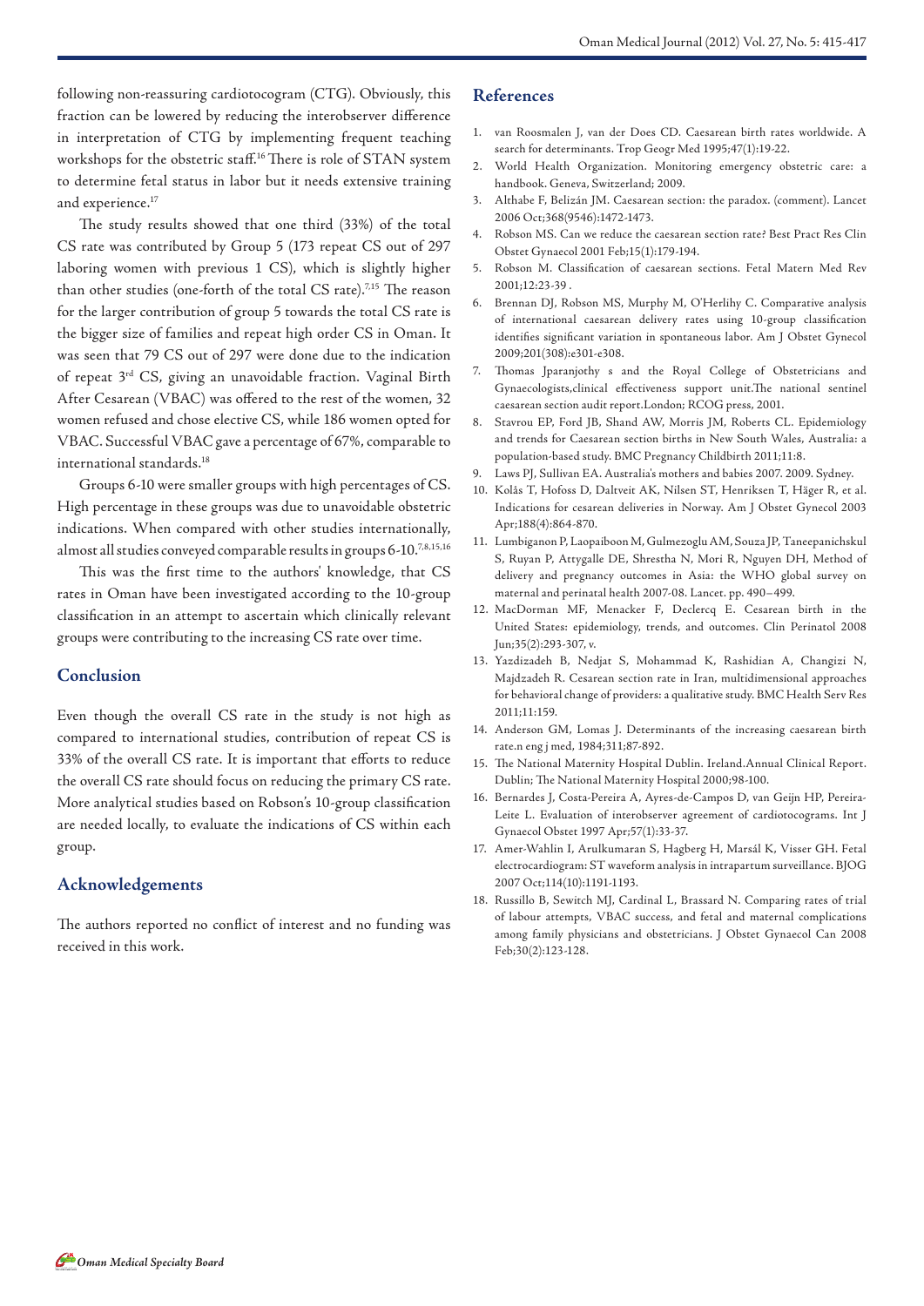following non-reassuring cardiotocogram (CTG). Obviously, this fraction can be lowered by reducing the interobserver difference in interpretation of CTG by implementing frequent teaching workshops for the obstetric staff.[16] There is role of STAN system to determine fetal status in labor but it needs extensive training and experience.[17]

The study results showed that one third (33%) of the total CS rate was contributed by Group 5 (173 repeat CS out of 297 laboring women with previous 1 CS), which is slightly higher than other studies (one-forth of the total CS rate).[7,15] The reason for the larger contribution of group 5 towards the total CS rate is the bigger size of families and repeat high order CS in Oman. It was seen that 79 CS out of 297 were done due to the indication of repeat 3rd CS, giving an unavoidable fraction. Vaginal Birth After Cesarean (VBAC) was offered to the rest of the women, 32 women refused and chose elective CS, while 186 women opted for VBAC. Successful VBAC gave a percentage of 67%, comparable to international standards.[18]

Groups 6-10 were smaller groups with high percentages of CS. High percentage in these groups was due to unavoidable obstetric indications. When compared with other studies internationally, almost all studies conveyed comparable results in groups 6-10.[7,8,15,16]

This was the first time to the authors' knowledge, that CS rates in Oman have been investigated according to the 10-group classification in an attempt to ascertain which clinically relevant groups were contributing to the increasing CS rate over time.

## Conclusion

Even though the overall CS rate in the study is not high as compared to international studies, contribution of repeat CS is 33% of the overall CS rate. It is important that efforts to reduce the overall CS rate should focus on reducing the primary CS rate. More analytical studies based on Robson's 10-group classification are needed locally, to evaluate the indications of CS within each group.

## Acknowledgements

The authors reported no conflict of interest and no funding was received in this work.

## References

1. van Roosmalen J, van der Does CD. Caesarean birth rates worldwide. A search for determinants. Trop Geogr Med 1995;47(1):19-22.
2. World Health Organization. Monitoring emergency obstetric care: a handbook. Geneva, Switzerland; 2009.
3. Althabe F, Belizán JM. Caesarean section: the paradox. (comment). Lancet 2006 Oct;368(9546):1472-1473.
4. Robson MS. Can we reduce the caesarean section rate? Best Pract Res Clin Obstet Gynaecol 2001 Feb;15(1):179-194.
5. Robson M. Classification of caesarean sections. Fetal Matern Med Rev 2001;12:23-39 .
6. Brennan DJ, Robson MS, Murphy M, O'Herlihy C. Comparative analysis of international caesarean delivery rates using 10-group classification identifies significant variation in spontaneous labor. Am J Obstet Gynecol 2009;201(308):e301-e308.
7. Thomas Jparanjothy s and the Royal College of Obstetricians and Gynaecologists,clinical effectiveness support unit.The national sentinel caesarean section audit report.London; RCOG press, 2001.
8. Stavrou EP, Ford JB, Shand AW, Morris JM, Roberts CL. Epidemiology and trends for Caesarean section births in New South Wales, Australia: a population-based study. BMC Pregnancy Childbirth 2011;11:8.
9. Laws PJ, Sullivan EA. Australia's mothers and babies 2007. 2009. Sydney.
10. Kolås T, Hofoss D, Daltveit AK, Nilsen ST, Henriksen T, Häger R, et al. Indications for cesarean deliveries in Norway. Am J Obstet Gynecol 2003 Apr;188(4):864-870.
11. Lumbiganon P, Laopaiboon M, Gulmezoglu AM, Souza JP, Taneepanichskul S, Ruyan P, Attygalle DE, Shrestha N, Mori R, Nguyen DH, Method of delivery and pregnancy outcomes in Asia: the WHO global survey on maternal and perinatal health 2007-08. Lancet. pp. 490–499.
12. MacDorman MF, Menacker F, Declercq E. Cesarean birth in the United States: epidemiology, trends, and outcomes. Clin Perinatol 2008 Jun;35(2):293-307, v.
13. Yazdizadeh B, Nedjat S, Mohammad K, Rashidian A, Changizi N, Majdzadeh R. Cesarean section rate in Iran, multidimensional approaches for behavioral change of providers: a qualitative study. BMC Health Serv Res 2011;11:159.
14. Anderson GM, Lomas J. Determinants of the increasing caesarean birth rate.n eng j med, 1984;311;87-892.
15. The National Maternity Hospital Dublin. Ireland.Annual Clinical Report. Dublin; The National Maternity Hospital 2000;98-100.
16. Bernardes J, Costa-Pereira A, Ayres-de-Campos D, van Geijn HP, Pereira-Leite L. Evaluation of interobserver agreement of cardiotocograms. Int J Gynaecol Obstet 1997 Apr;57(1):33-37.
17. Amer-Wåhlin I, Arulkumaran S, Hagberg H, Marsál K, Visser GH. Fetal electrocardiogram: ST waveform analysis in intrapartum surveillance. BJOG 2007 Oct;114(10):1191-1193.
18. Russillo B, Sewitch MJ, Cardinal L, Brassard N. Comparing rates of trial of labour attempts, VBAC success, and fetal and maternal complications among family physicians and obstetricians. J Obstet Gynaecol Can 2008 Feb;30(2):123-128.